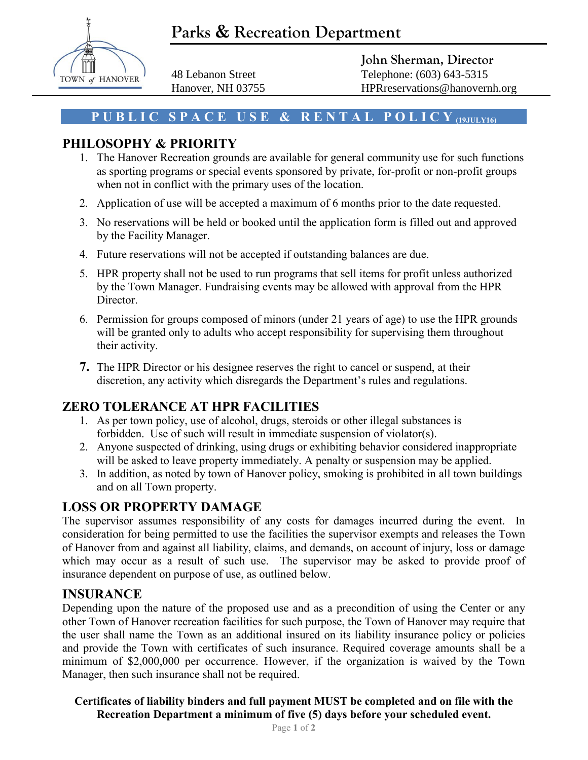# Parks & Recreation Department

48 Lebanon Street
Hanover, NH 03755

**John Sherman, Director**
Telephone: (603) 643-5315
HPRreservations@hanovernh.org

## PUBLIC SPACE USE & RENTAL POLICY (19JULY16)

### PHILOSOPHY & PRIORITY

1. The Hanover Recreation grounds are available for general community use for such functions as sporting programs or special events sponsored by private, for-profit or non-profit groups when not in conflict with the primary uses of the location.
2. Application of use will be accepted a maximum of 6 months prior to the date requested.
3. No reservations will be held or booked until the application form is filled out and approved by the Facility Manager.
4. Future reservations will not be accepted if outstanding balances are due.
5. HPR property shall not be used to run programs that sell items for profit unless authorized by the Town Manager. Fundraising events may be allowed with approval from the HPR Director.
6. Permission for groups composed of minors (under 21 years of age) to use the HPR grounds will be granted only to adults who accept responsibility for supervising them throughout their activity.
7. The HPR Director or his designee reserves the right to cancel or suspend, at their discretion, any activity which disregards the Department's rules and regulations.

### ZERO TOLERANCE AT HPR FACILITIES

1. As per town policy, use of alcohol, drugs, steroids or other illegal substances is forbidden. Use of such will result in immediate suspension of violator(s).
2. Anyone suspected of drinking, using drugs or exhibiting behavior considered inappropriate will be asked to leave property immediately. A penalty or suspension may be applied.
3. In addition, as noted by town of Hanover policy, smoking is prohibited in all town buildings and on all Town property.

### LOSS OR PROPERTY DAMAGE

The supervisor assumes responsibility of any costs for damages incurred during the event. In consideration for being permitted to use the facilities the supervisor exempts and releases the Town of Hanover from and against all liability, claims, and demands, on account of injury, loss or damage which may occur as a result of such use. The supervisor may be asked to provide proof of insurance dependent on purpose of use, as outlined below.

### INSURANCE

Depending upon the nature of the proposed use and as a precondition of using the Center or any other Town of Hanover recreation facilities for such purpose, the Town of Hanover may require that the user shall name the Town as an additional insured on its liability insurance policy or policies and provide the Town with certificates of such insurance. Required coverage amounts shall be a minimum of $2,000,000 per occurrence. However, if the organization is waived by the Town Manager, then such insurance shall not be required.

**Certificates of liability binders and full payment MUST be completed and on file with the Recreation Department a minimum of five (5) days before your scheduled event.**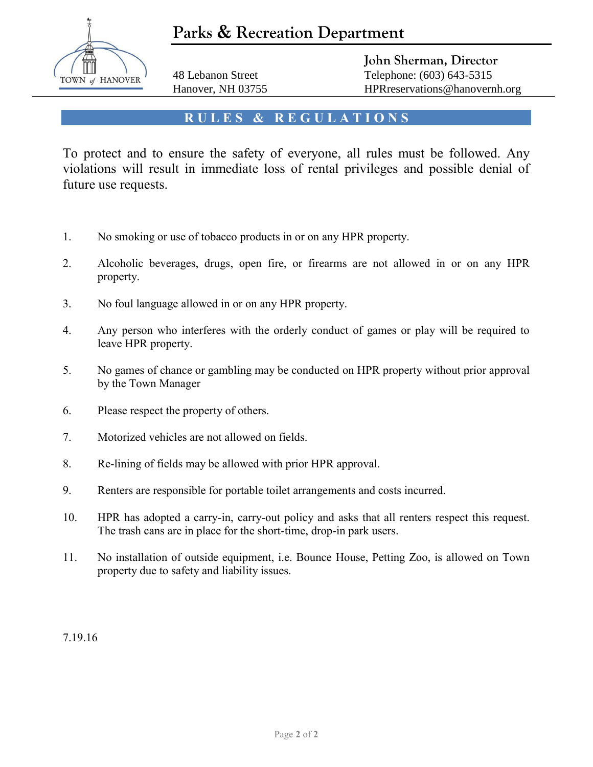# Parks & Recreation Department

TOWN *of* HANOVER

48 Lebanon Street
Hanover, NH 03755

**John Sherman, Director**
Telephone: (603) 643-5315
HPRreservations@hanovernh.org

## RULES & REGULATIONS

To protect and to ensure the safety of everyone, all rules must be followed. Any violations will result in immediate loss of rental privileges and possible denial of future use requests.

1. No smoking or use of tobacco products in or on any HPR property.
2. Alcoholic beverages, drugs, open fire, or firearms are not allowed in or on any HPR property.
3. No foul language allowed in or on any HPR property.
4. Any person who interferes with the orderly conduct of games or play will be required to leave HPR property.
5. No games of chance or gambling may be conducted on HPR property without prior approval by the Town Manager
6. Please respect the property of others.
7. Motorized vehicles are not allowed on fields.
8. Re-lining of fields may be allowed with prior HPR approval.
9. Renters are responsible for portable toilet arrangements and costs incurred.
10. HPR has adopted a carry-in, carry-out policy and asks that all renters respect this request. The trash cans are in place for the short-time, drop-in park users.
11. No installation of outside equipment, i.e. Bounce House, Petting Zoo, is allowed on Town property due to safety and liability issues.

7.19.16